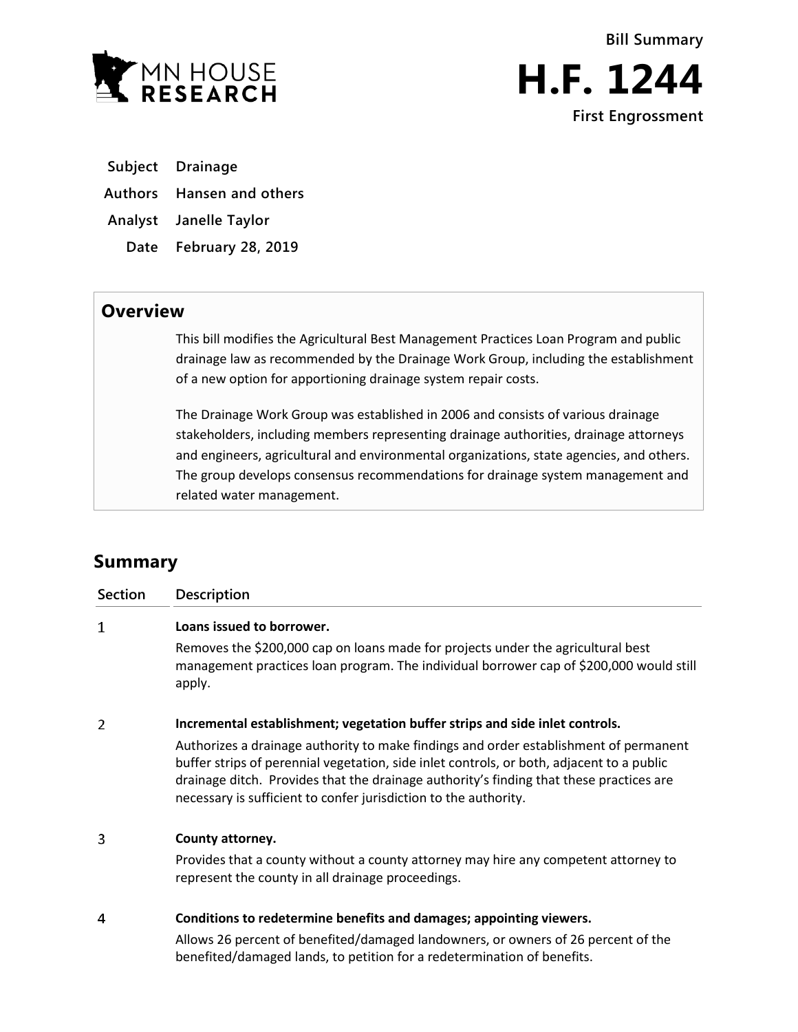MN HOUSE RESEARCH

**Bill Summary**

# H.F. 1244

**First Engrossment**

| | |
|---|---|
| **Subject** | **Drainage** |
| **Authors** | **Hansen and others** |
| **Analyst** | **Janelle Taylor** |
| **Date** | **February 28, 2019** |

## Overview

This bill modifies the Agricultural Best Management Practices Loan Program and public drainage law as recommended by the Drainage Work Group, including the establishment of a new option for apportioning drainage system repair costs.

The Drainage Work Group was established in 2006 and consists of various drainage stakeholders, including members representing drainage authorities, drainage attorneys and engineers, agricultural and environmental organizations, state agencies, and others. The group develops consensus recommendations for drainage system management and related water management.

## Summary

| Section | Description |
|---|---|
| 1 | **Loans issued to borrower.** Removes the $200,000 cap on loans made for projects under the agricultural best management practices loan program. The individual borrower cap of $200,000 would still apply. |
| 2 | **Incremental establishment; vegetation buffer strips and side inlet controls.** Authorizes a drainage authority to make findings and order establishment of permanent buffer strips of perennial vegetation, side inlet controls, or both, adjacent to a public drainage ditch. Provides that the drainage authority's finding that these practices are necessary is sufficient to confer jurisdiction to the authority. |
| 3 | **County attorney.** Provides that a county without a county attorney may hire any competent attorney to represent the county in all drainage proceedings. |
| 4 | **Conditions to redetermine benefits and damages; appointing viewers.** Allows 26 percent of benefited/damaged landowners, or owners of 26 percent of the benefited/damaged lands, to petition for a redetermination of benefits. |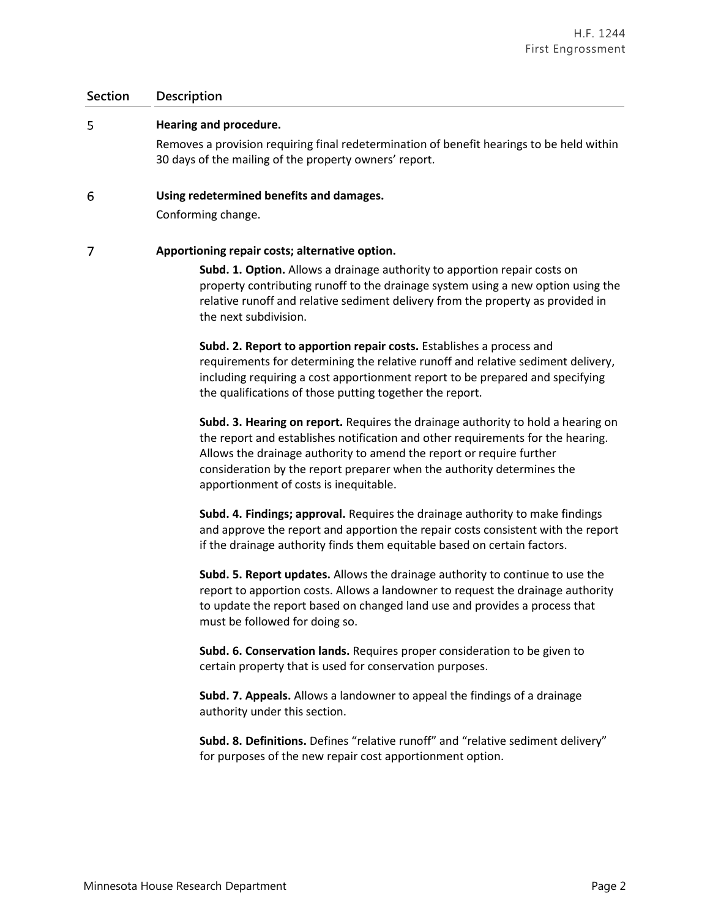| Section | Description |
|---|---|
| 5 | **Hearing and procedure.**<br>Removes a provision requiring final redetermination of benefit hearings to be held within 30 days of the mailing of the property owners' report. |
| 6 | **Using redetermined benefits and damages.**<br>Conforming change. |
| 7 | **Apportioning repair costs; alternative option.**<br>**Subd. 1. Option.** Allows a drainage authority to apportion repair costs on property contributing runoff to the drainage system using a new option using the relative runoff and relative sediment delivery from the property as provided in the next subdivision.<br>**Subd. 2. Report to apportion repair costs.** Establishes a process and requirements for determining the relative runoff and relative sediment delivery, including requiring a cost apportionment report to be prepared and specifying the qualifications of those putting together the report.<br>**Subd. 3. Hearing on report.** Requires the drainage authority to hold a hearing on the report and establishes notification and other requirements for the hearing. Allows the drainage authority to amend the report or require further consideration by the report preparer when the authority determines the apportionment of costs is inequitable.<br>**Subd. 4. Findings; approval.** Requires the drainage authority to make findings and approve the report and apportion the repair costs consistent with the report if the drainage authority finds them equitable based on certain factors.<br>**Subd. 5. Report updates.** Allows the drainage authority to continue to use the report to apportion costs. Allows a landowner to request the drainage authority to update the report based on changed land use and provides a process that must be followed for doing so.<br>**Subd. 6. Conservation lands.** Requires proper consideration to be given to certain property that is used for conservation purposes.<br>**Subd. 7. Appeals.** Allows a landowner to appeal the findings of a drainage authority under this section.<br>**Subd. 8. Definitions.** Defines "relative runoff" and "relative sediment delivery" for purposes of the new repair cost apportionment option. |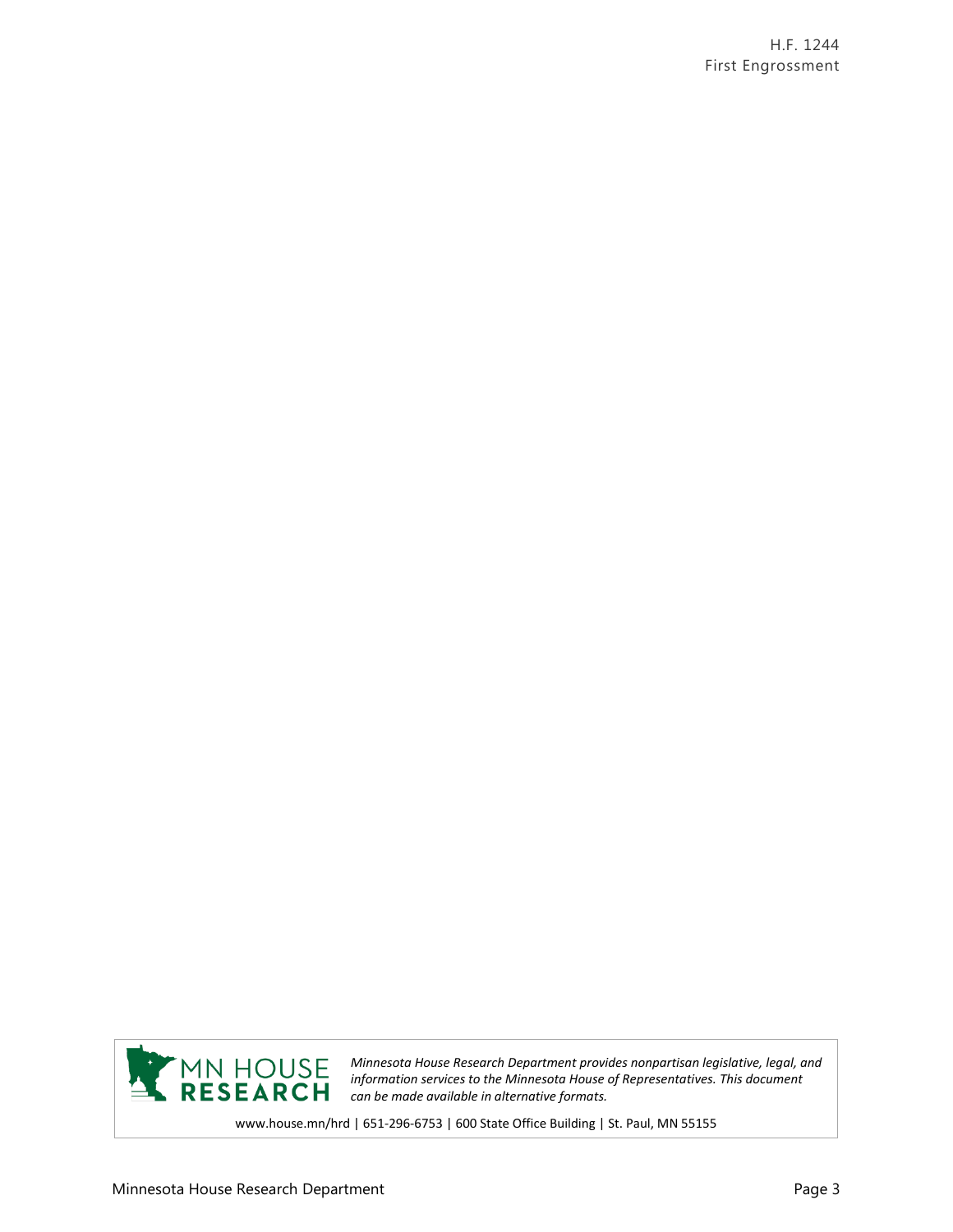MN HOUSE RESEARCH

*Minnesota House Research Department provides nonpartisan legislative, legal, and information services to the Minnesota House of Representatives. This document can be made available in alternative formats.*

www.house.mn/hrd | 651-296-6753 | 600 State Office Building | St. Paul, MN 55155